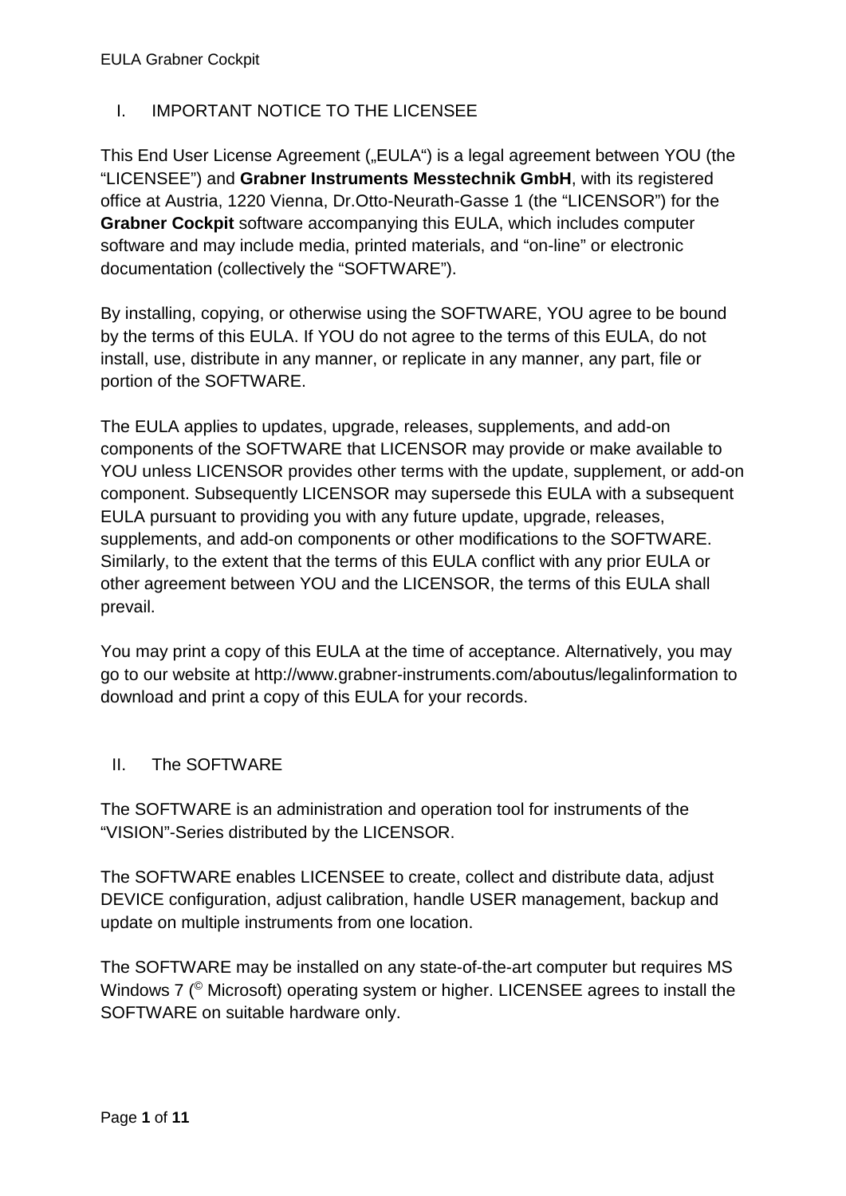## I. IMPORTANT NOTICE TO THE LICENSEE

This End User License Agreement („EULA") is a legal agreement between YOU (the "LICENSEE") and **Grabner Instruments Messtechnik GmbH**, with its registered office at Austria, 1220 Vienna, Dr.Otto-Neurath-Gasse 1 (the "LICENSOR") for the **Grabner Cockpit** software accompanying this EULA, which includes computer software and may include media, printed materials, and "on-line" or electronic documentation (collectively the "SOFTWARE").

By installing, copying, or otherwise using the SOFTWARE, YOU agree to be bound by the terms of this EULA. If YOU do not agree to the terms of this EULA, do not install, use, distribute in any manner, or replicate in any manner, any part, file or portion of the SOFTWARE.

The EULA applies to updates, upgrade, releases, supplements, and add-on components of the SOFTWARE that LICENSOR may provide or make available to YOU unless LICENSOR provides other terms with the update, supplement, or add-on component. Subsequently LICENSOR may supersede this EULA with a subsequent EULA pursuant to providing you with any future update, upgrade, releases, supplements, and add-on components or other modifications to the SOFTWARE. Similarly, to the extent that the terms of this EULA conflict with any prior EULA or other agreement between YOU and the LICENSOR, the terms of this EULA shall prevail.

You may print a copy of this EULA at the time of acceptance. Alternatively, you may go to our website at http://www.grabner-instruments.com/aboutus/legalinformation to download and print a copy of this EULA for your records.

## II. The SOFTWARE

The SOFTWARE is an administration and operation tool for instruments of the "VISION"-Series distributed by the LICENSOR.

The SOFTWARE enables LICENSEE to create, collect and distribute data, adjust DEVICE configuration, adjust calibration, handle USER management, backup and update on multiple instruments from one location.

The SOFTWARE may be installed on any state-of-the-art computer but requires MS Windows 7 (© Microsoft) operating system or higher. LICENSEE agrees to install the SOFTWARE on suitable hardware only.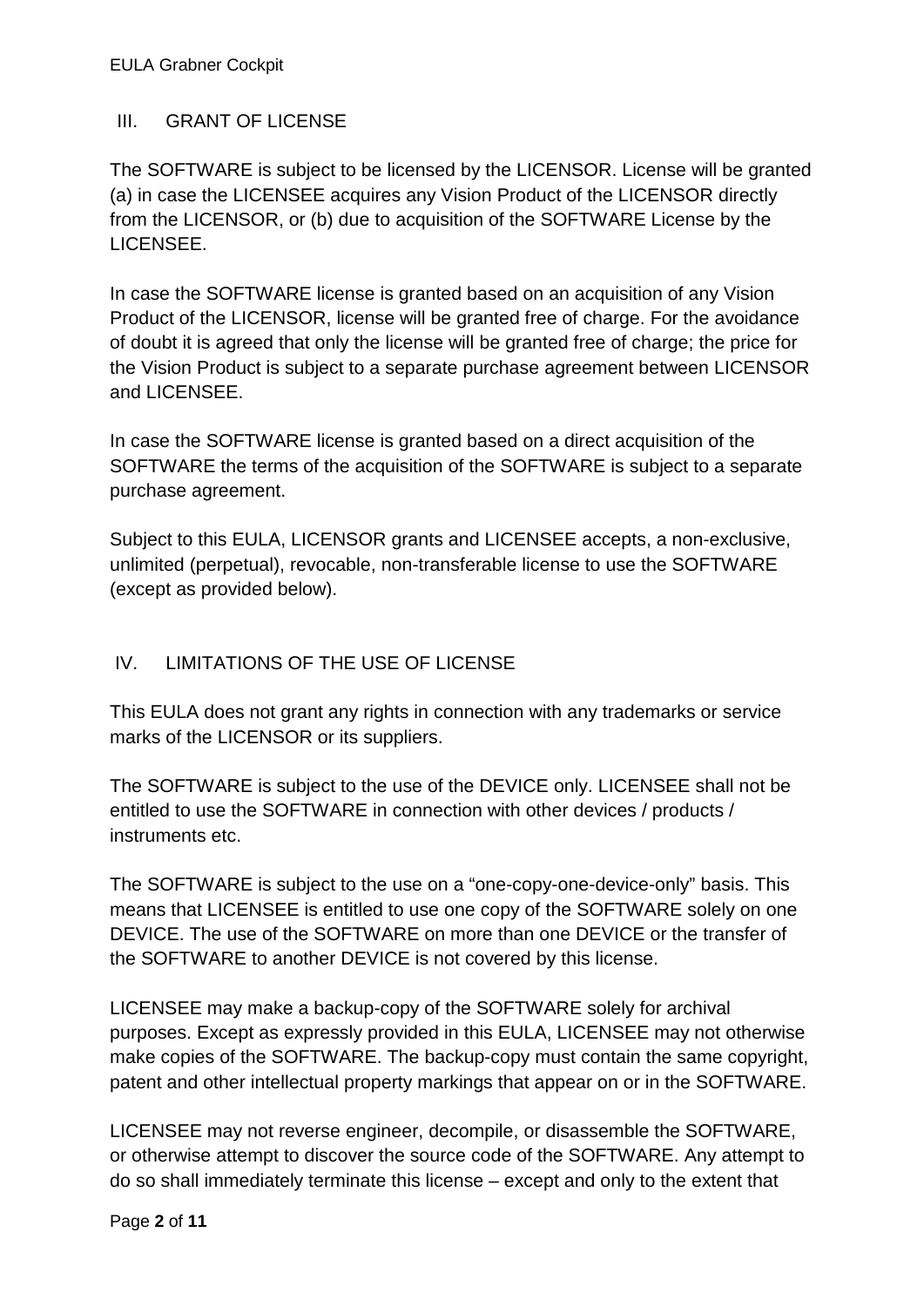## III. GRANT OF LICENSE

The SOFTWARE is subject to be licensed by the LICENSOR. License will be granted (a) in case the LICENSEE acquires any Vision Product of the LICENSOR directly from the LICENSOR, or (b) due to acquisition of the SOFTWARE License by the LICENSEE.

In case the SOFTWARE license is granted based on an acquisition of any Vision Product of the LICENSOR, license will be granted free of charge. For the avoidance of doubt it is agreed that only the license will be granted free of charge; the price for the Vision Product is subject to a separate purchase agreement between LICENSOR and LICENSEE.

In case the SOFTWARE license is granted based on a direct acquisition of the SOFTWARE the terms of the acquisition of the SOFTWARE is subject to a separate purchase agreement.

Subject to this EULA, LICENSOR grants and LICENSEE accepts, a non-exclusive, unlimited (perpetual), revocable, non-transferable license to use the SOFTWARE (except as provided below).

## IV. LIMITATIONS OF THE USE OF LICENSE

This EULA does not grant any rights in connection with any trademarks or service marks of the LICENSOR or its suppliers.

The SOFTWARE is subject to the use of the DEVICE only. LICENSEE shall not be entitled to use the SOFTWARE in connection with other devices / products / instruments etc.

The SOFTWARE is subject to the use on a "one-copy-one-device-only" basis. This means that LICENSEE is entitled to use one copy of the SOFTWARE solely on one DEVICE. The use of the SOFTWARE on more than one DEVICE or the transfer of the SOFTWARE to another DEVICE is not covered by this license.

LICENSEE may make a backup-copy of the SOFTWARE solely for archival purposes. Except as expressly provided in this EULA, LICENSEE may not otherwise make copies of the SOFTWARE. The backup-copy must contain the same copyright, patent and other intellectual property markings that appear on or in the SOFTWARE.

LICENSEE may not reverse engineer, decompile, or disassemble the SOFTWARE, or otherwise attempt to discover the source code of the SOFTWARE. Any attempt to do so shall immediately terminate this license – except and only to the extent that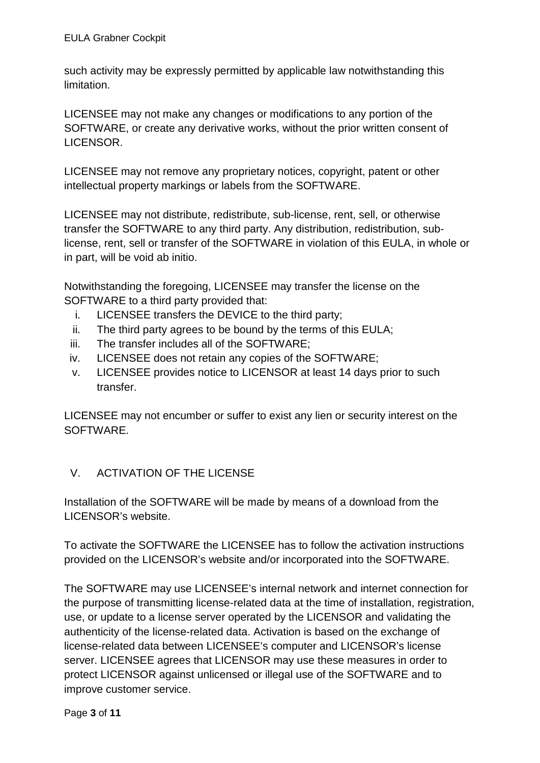such activity may be expressly permitted by applicable law notwithstanding this limitation.

LICENSEE may not make any changes or modifications to any portion of the SOFTWARE, or create any derivative works, without the prior written consent of LICENSOR.

LICENSEE may not remove any proprietary notices, copyright, patent or other intellectual property markings or labels from the SOFTWARE.

LICENSEE may not distribute, redistribute, sub-license, rent, sell, or otherwise transfer the SOFTWARE to any third party. Any distribution, redistribution, sub-license, rent, sell or transfer of the SOFTWARE in violation of this EULA, in whole or in part, will be void ab initio.

Notwithstanding the foregoing, LICENSEE may transfer the license on the SOFTWARE to a third party provided that:

i. LICENSEE transfers the DEVICE to the third party;
ii. The third party agrees to be bound by the terms of this EULA;
iii. The transfer includes all of the SOFTWARE;
iv. LICENSEE does not retain any copies of the SOFTWARE;
v. LICENSEE provides notice to LICENSOR at least 14 days prior to such transfer.

LICENSEE may not encumber or suffer to exist any lien or security interest on the SOFTWARE.

## V. ACTIVATION OF THE LICENSE

Installation of the SOFTWARE will be made by means of a download from the LICENSOR's website.

To activate the SOFTWARE the LICENSEE has to follow the activation instructions provided on the LICENSOR's website and/or incorporated into the SOFTWARE.

The SOFTWARE may use LICENSEE's internal network and internet connection for the purpose of transmitting license-related data at the time of installation, registration, use, or update to a license server operated by the LICENSOR and validating the authenticity of the license-related data. Activation is based on the exchange of license-related data between LICENSEE's computer and LICENSOR's license server. LICENSEE agrees that LICENSOR may use these measures in order to protect LICENSOR against unlicensed or illegal use of the SOFTWARE and to improve customer service.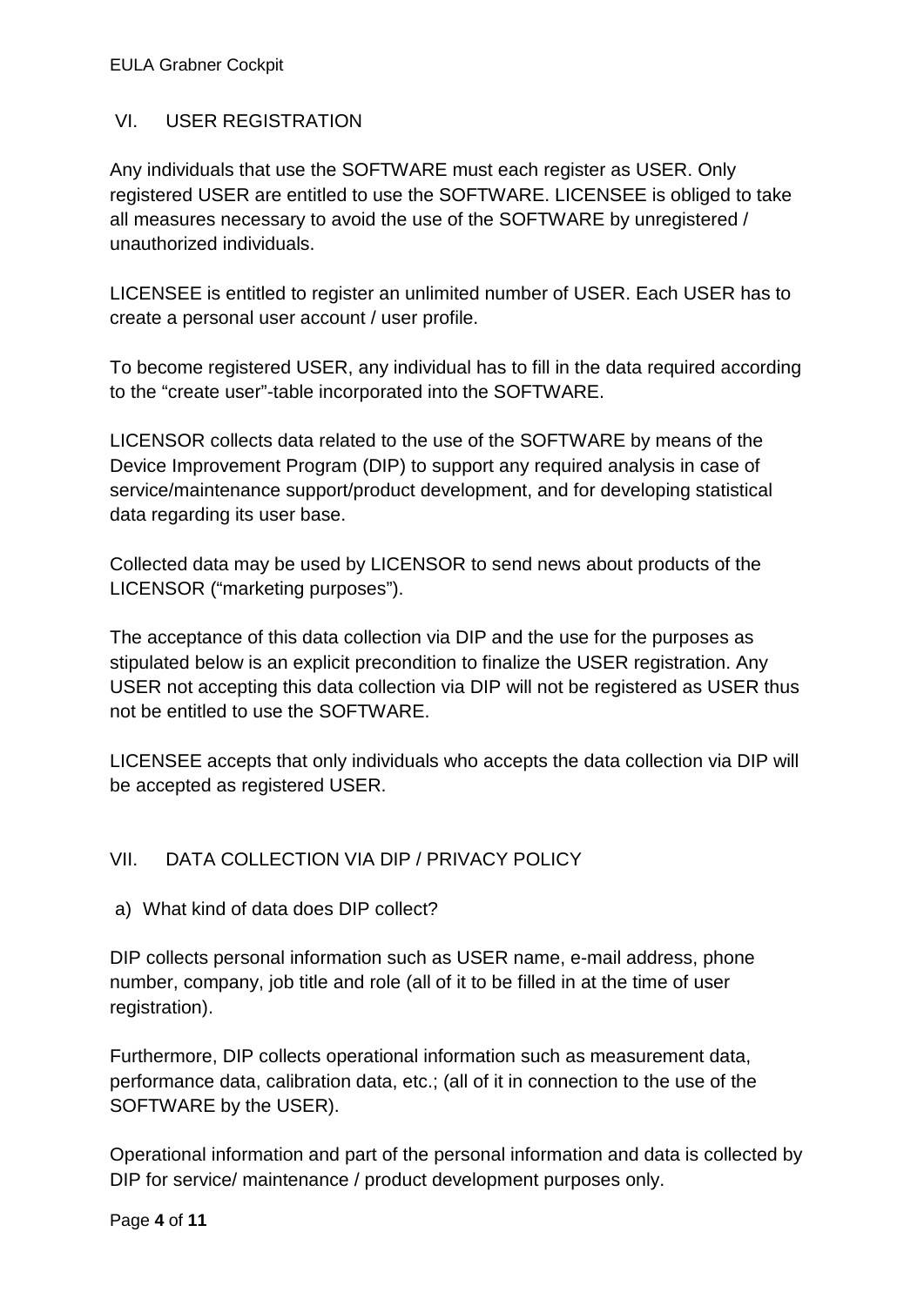## VI. USER REGISTRATION

Any individuals that use the SOFTWARE must each register as USER. Only registered USER are entitled to use the SOFTWARE. LICENSEE is obliged to take all measures necessary to avoid the use of the SOFTWARE by unregistered / unauthorized individuals.

LICENSEE is entitled to register an unlimited number of USER. Each USER has to create a personal user account / user profile.

To become registered USER, any individual has to fill in the data required according to the "create user"-table incorporated into the SOFTWARE.

LICENSOR collects data related to the use of the SOFTWARE by means of the Device Improvement Program (DIP) to support any required analysis in case of service/maintenance support/product development, and for developing statistical data regarding its user base.

Collected data may be used by LICENSOR to send news about products of the LICENSOR ("marketing purposes").

The acceptance of this data collection via DIP and the use for the purposes as stipulated below is an explicit precondition to finalize the USER registration. Any USER not accepting this data collection via DIP will not be registered as USER thus not be entitled to use the SOFTWARE.

LICENSEE accepts that only individuals who accepts the data collection via DIP will be accepted as registered USER.

## VII. DATA COLLECTION VIA DIP / PRIVACY POLICY

### a) What kind of data does DIP collect?

DIP collects personal information such as USER name, e-mail address, phone number, company, job title and role (all of it to be filled in at the time of user registration).

Furthermore, DIP collects operational information such as measurement data, performance data, calibration data, etc.; (all of it in connection to the use of the SOFTWARE by the USER).

Operational information and part of the personal information and data is collected by DIP for service/ maintenance / product development purposes only.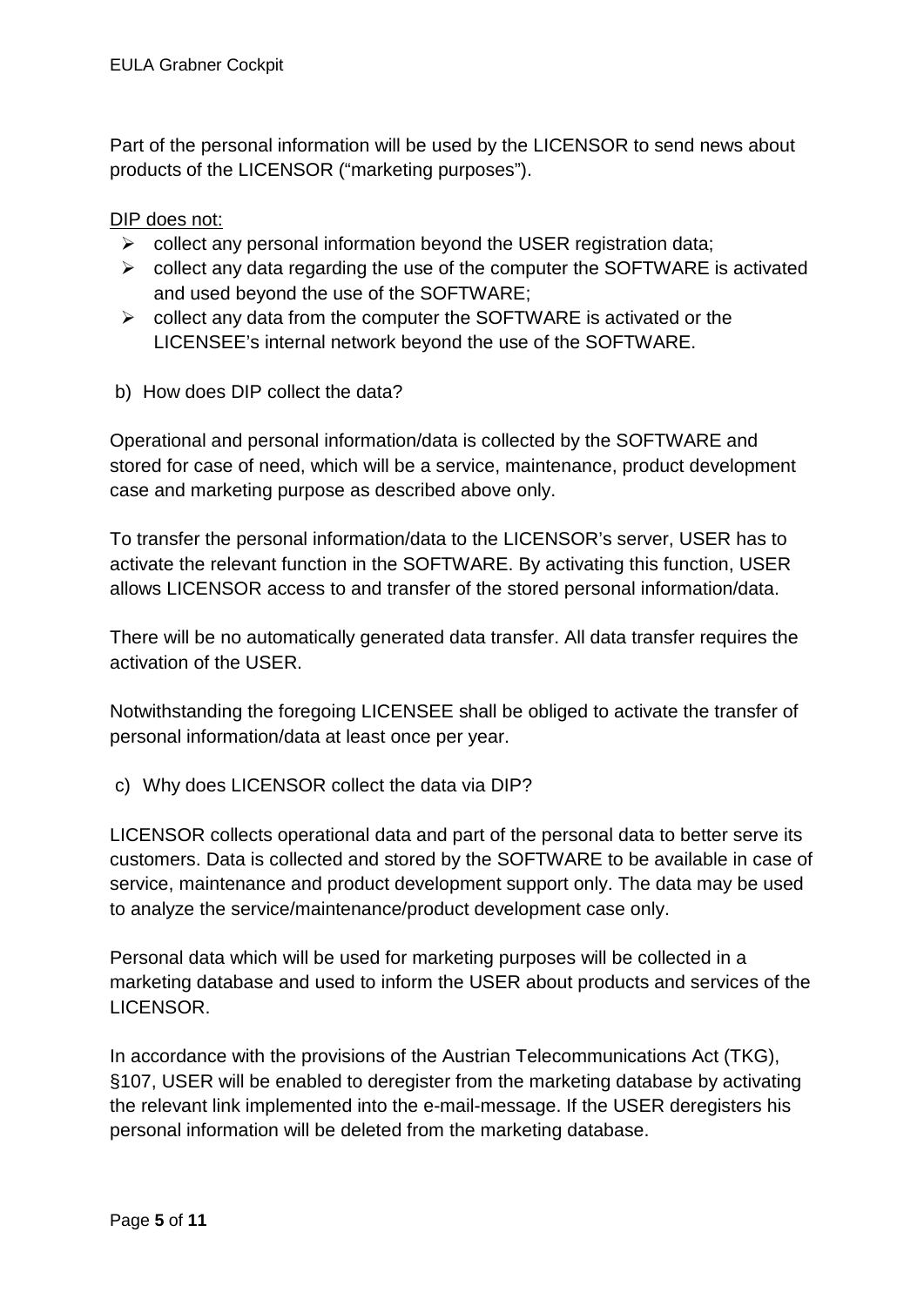Part of the personal information will be used by the LICENSOR to send news about products of the LICENSOR (“marketing purposes”).

<u>DIP does not:</u>

- collect any personal information beyond the USER registration data;
- collect any data regarding the use of the computer the SOFTWARE is activated and used beyond the use of the SOFTWARE;
- collect any data from the computer the SOFTWARE is activated or the LICENSEE’s internal network beyond the use of the SOFTWARE.

b) How does DIP collect the data?

Operational and personal information/data is collected by the SOFTWARE and stored for case of need, which will be a service, maintenance, product development case and marketing purpose as described above only.

To transfer the personal information/data to the LICENSOR’s server, USER has to activate the relevant function in the SOFTWARE. By activating this function, USER allows LICENSOR access to and transfer of the stored personal information/data.

There will be no automatically generated data transfer. All data transfer requires the activation of the USER.

Notwithstanding the foregoing LICENSEE shall be obliged to activate the transfer of personal information/data at least once per year.

c) Why does LICENSOR collect the data via DIP?

LICENSOR collects operational data and part of the personal data to better serve its customers. Data is collected and stored by the SOFTWARE to be available in case of service, maintenance and product development support only. The data may be used to analyze the service/maintenance/product development case only.

Personal data which will be used for marketing purposes will be collected in a marketing database and used to inform the USER about products and services of the LICENSOR.

In accordance with the provisions of the Austrian Telecommunications Act (TKG), §107, USER will be enabled to deregister from the marketing database by activating the relevant link implemented into the e-mail-message. If the USER deregisters his personal information will be deleted from the marketing database.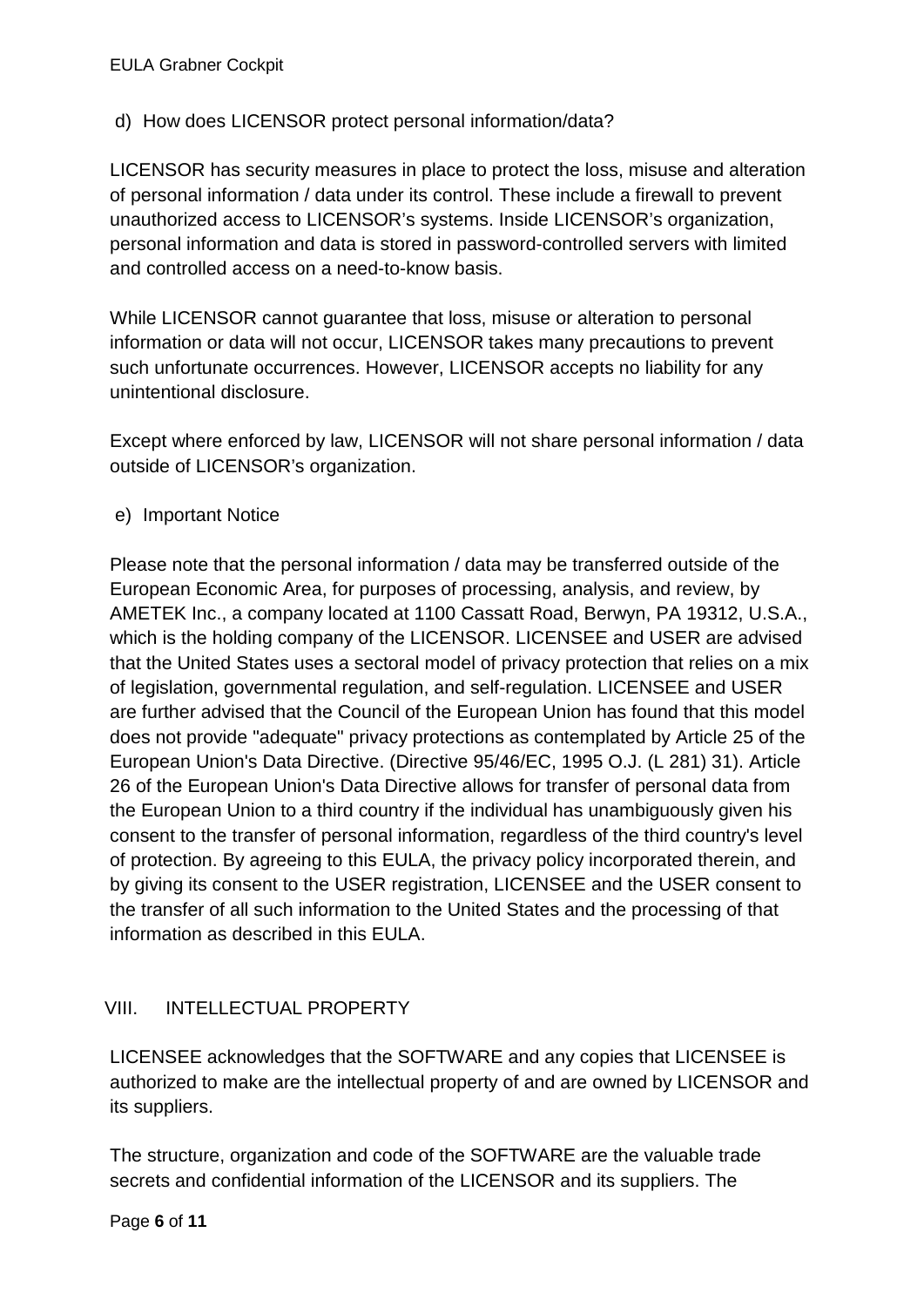d) How does LICENSOR protect personal information/data?

LICENSOR has security measures in place to protect the loss, misuse and alteration of personal information / data under its control. These include a firewall to prevent unauthorized access to LICENSOR's systems. Inside LICENSOR's organization, personal information and data is stored in password-controlled servers with limited and controlled access on a need-to-know basis.

While LICENSOR cannot guarantee that loss, misuse or alteration to personal information or data will not occur, LICENSOR takes many precautions to prevent such unfortunate occurrences. However, LICENSOR accepts no liability for any unintentional disclosure.

Except where enforced by law, LICENSOR will not share personal information / data outside of LICENSOR's organization.

e) Important Notice

Please note that the personal information / data may be transferred outside of the European Economic Area, for purposes of processing, analysis, and review, by AMETEK Inc., a company located at 1100 Cassatt Road, Berwyn, PA 19312, U.S.A., which is the holding company of the LICENSOR. LICENSEE and USER are advised that the United States uses a sectoral model of privacy protection that relies on a mix of legislation, governmental regulation, and self-regulation. LICENSEE and USER are further advised that the Council of the European Union has found that this model does not provide "adequate" privacy protections as contemplated by Article 25 of the European Union's Data Directive. (Directive 95/46/EC, 1995 O.J. (L 281) 31). Article 26 of the European Union's Data Directive allows for transfer of personal data from the European Union to a third country if the individual has unambiguously given his consent to the transfer of personal information, regardless of the third country's level of protection. By agreeing to this EULA, the privacy policy incorporated therein, and by giving its consent to the USER registration, LICENSEE and the USER consent to the transfer of all such information to the United States and the processing of that information as described in this EULA.

## VIII. INTELLECTUAL PROPERTY

LICENSEE acknowledges that the SOFTWARE and any copies that LICENSEE is authorized to make are the intellectual property of and are owned by LICENSOR and its suppliers.

The structure, organization and code of the SOFTWARE are the valuable trade secrets and confidential information of the LICENSOR and its suppliers. The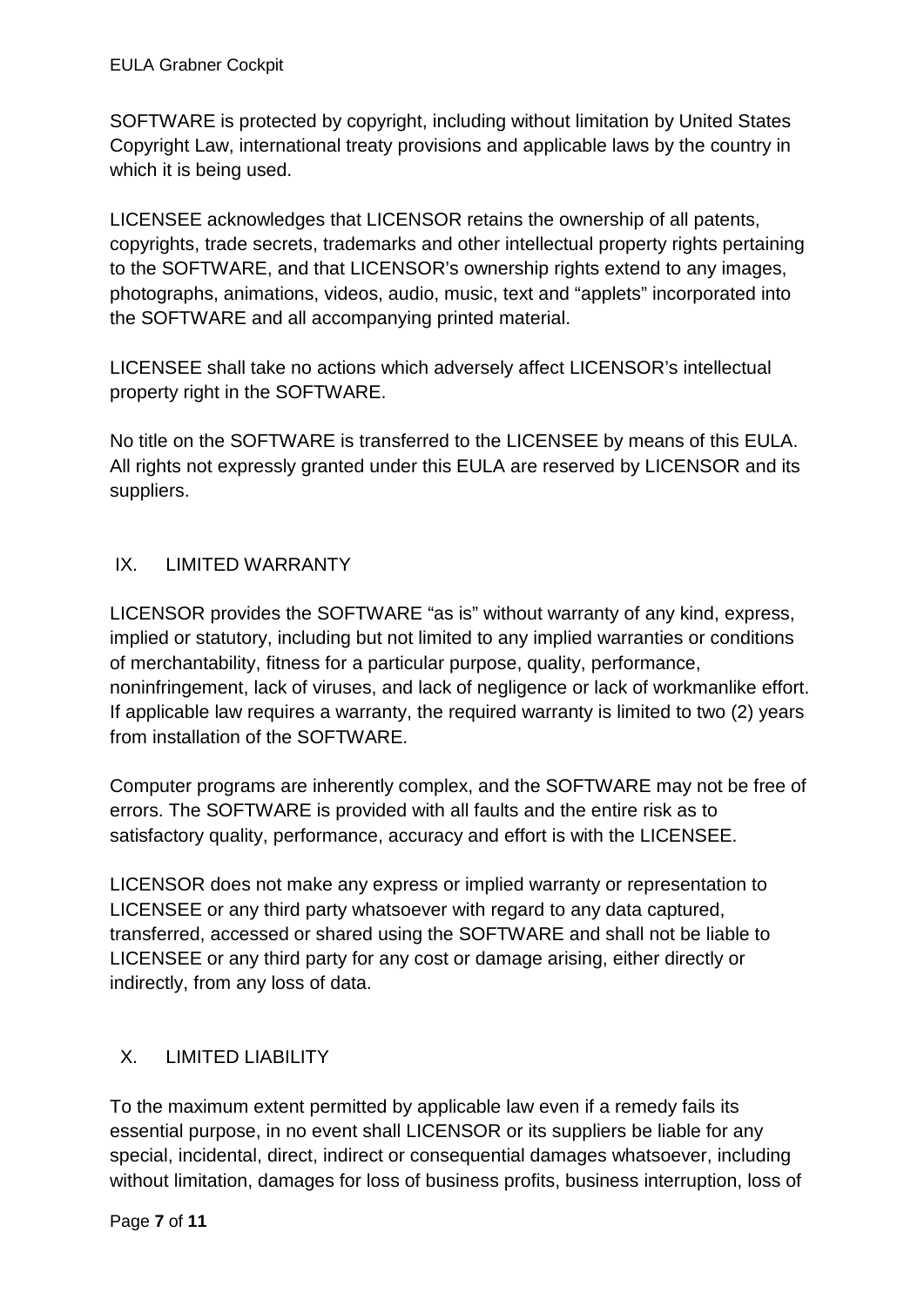SOFTWARE is protected by copyright, including without limitation by United States Copyright Law, international treaty provisions and applicable laws by the country in which it is being used.

LICENSEE acknowledges that LICENSOR retains the ownership of all patents, copyrights, trade secrets, trademarks and other intellectual property rights pertaining to the SOFTWARE, and that LICENSOR's ownership rights extend to any images, photographs, animations, videos, audio, music, text and "applets" incorporated into the SOFTWARE and all accompanying printed material.

LICENSEE shall take no actions which adversely affect LICENSOR's intellectual property right in the SOFTWARE.

No title on the SOFTWARE is transferred to the LICENSEE by means of this EULA. All rights not expressly granted under this EULA are reserved by LICENSOR and its suppliers.

## IX. LIMITED WARRANTY

LICENSOR provides the SOFTWARE "as is" without warranty of any kind, express, implied or statutory, including but not limited to any implied warranties or conditions of merchantability, fitness for a particular purpose, quality, performance, noninfringement, lack of viruses, and lack of negligence or lack of workmanlike effort. If applicable law requires a warranty, the required warranty is limited to two (2) years from installation of the SOFTWARE.

Computer programs are inherently complex, and the SOFTWARE may not be free of errors. The SOFTWARE is provided with all faults and the entire risk as to satisfactory quality, performance, accuracy and effort is with the LICENSEE.

LICENSOR does not make any express or implied warranty or representation to LICENSEE or any third party whatsoever with regard to any data captured, transferred, accessed or shared using the SOFTWARE and shall not be liable to LICENSEE or any third party for any cost or damage arising, either directly or indirectly, from any loss of data.

## X. LIMITED LIABILITY

To the maximum extent permitted by applicable law even if a remedy fails its essential purpose, in no event shall LICENSOR or its suppliers be liable for any special, incidental, direct, indirect or consequential damages whatsoever, including without limitation, damages for loss of business profits, business interruption, loss of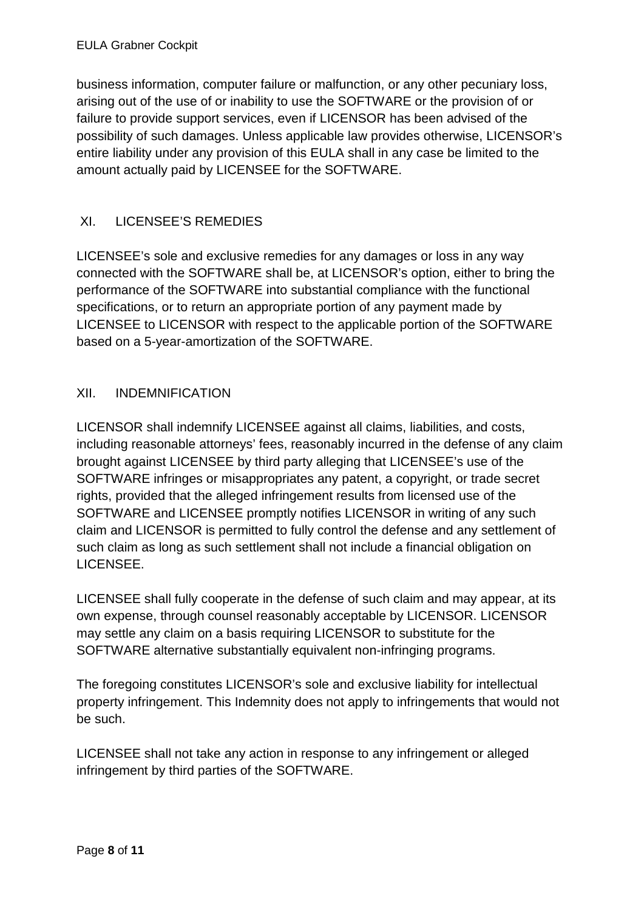business information, computer failure or malfunction, or any other pecuniary loss, arising out of the use of or inability to use the SOFTWARE or the provision of or failure to provide support services, even if LICENSOR has been advised of the possibility of such damages. Unless applicable law provides otherwise, LICENSOR's entire liability under any provision of this EULA shall in any case be limited to the amount actually paid by LICENSEE for the SOFTWARE.

## XI. LICENSEE'S REMEDIES

LICENSEE's sole and exclusive remedies for any damages or loss in any way connected with the SOFTWARE shall be, at LICENSOR's option, either to bring the performance of the SOFTWARE into substantial compliance with the functional specifications, or to return an appropriate portion of any payment made by LICENSEE to LICENSOR with respect to the applicable portion of the SOFTWARE based on a 5-year-amortization of the SOFTWARE.

## XII. INDEMNIFICATION

LICENSOR shall indemnify LICENSEE against all claims, liabilities, and costs, including reasonable attorneys' fees, reasonably incurred in the defense of any claim brought against LICENSEE by third party alleging that LICENSEE's use of the SOFTWARE infringes or misappropriates any patent, a copyright, or trade secret rights, provided that the alleged infringement results from licensed use of the SOFTWARE and LICENSEE promptly notifies LICENSOR in writing of any such claim and LICENSOR is permitted to fully control the defense and any settlement of such claim as long as such settlement shall not include a financial obligation on LICENSEE.

LICENSEE shall fully cooperate in the defense of such claim and may appear, at its own expense, through counsel reasonably acceptable by LICENSOR. LICENSOR may settle any claim on a basis requiring LICENSOR to substitute for the SOFTWARE alternative substantially equivalent non-infringing programs.

The foregoing constitutes LICENSOR's sole and exclusive liability for intellectual property infringement. This Indemnity does not apply to infringements that would not be such.

LICENSEE shall not take any action in response to any infringement or alleged infringement by third parties of the SOFTWARE.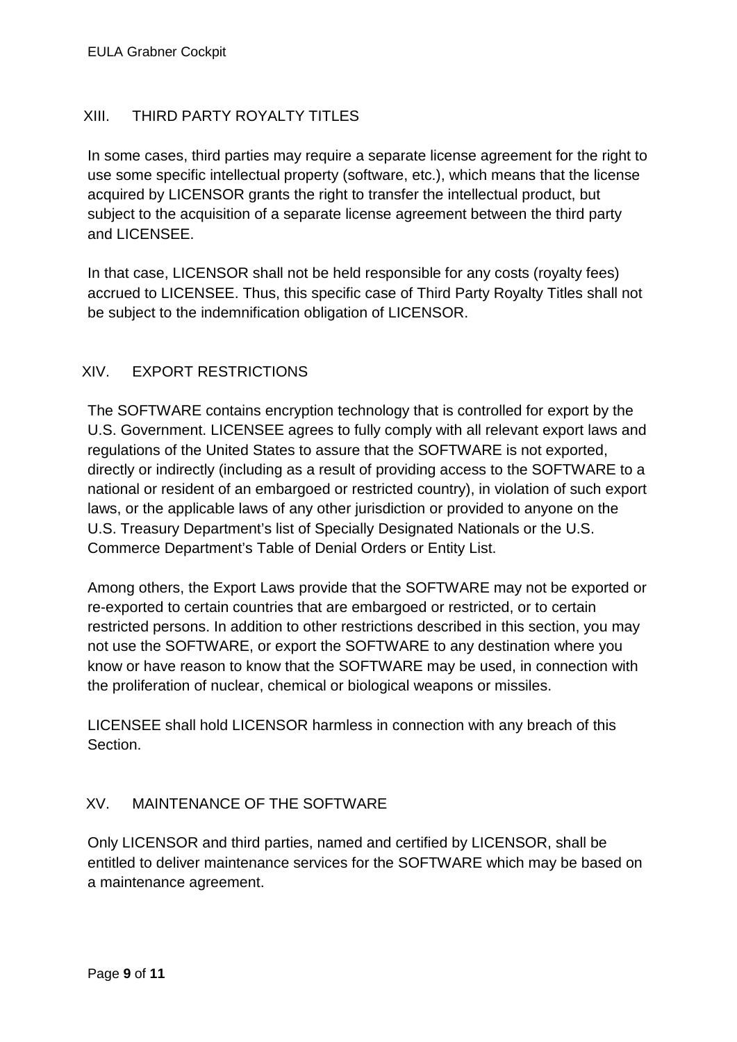## XIII. THIRD PARTY ROYALTY TITLES

In some cases, third parties may require a separate license agreement for the right to use some specific intellectual property (software, etc.), which means that the license acquired by LICENSOR grants the right to transfer the intellectual product, but subject to the acquisition of a separate license agreement between the third party and LICENSEE.

In that case, LICENSOR shall not be held responsible for any costs (royalty fees) accrued to LICENSEE. Thus, this specific case of Third Party Royalty Titles shall not be subject to the indemnification obligation of LICENSOR.

## XIV. EXPORT RESTRICTIONS

The SOFTWARE contains encryption technology that is controlled for export by the U.S. Government. LICENSEE agrees to fully comply with all relevant export laws and regulations of the United States to assure that the SOFTWARE is not exported, directly or indirectly (including as a result of providing access to the SOFTWARE to a national or resident of an embargoed or restricted country), in violation of such export laws, or the applicable laws of any other jurisdiction or provided to anyone on the U.S. Treasury Department's list of Specially Designated Nationals or the U.S. Commerce Department's Table of Denial Orders or Entity List.

Among others, the Export Laws provide that the SOFTWARE may not be exported or re-exported to certain countries that are embargoed or restricted, or to certain restricted persons. In addition to other restrictions described in this section, you may not use the SOFTWARE, or export the SOFTWARE to any destination where you know or have reason to know that the SOFTWARE may be used, in connection with the proliferation of nuclear, chemical or biological weapons or missiles.

LICENSEE shall hold LICENSOR harmless in connection with any breach of this Section.

## XV. MAINTENANCE OF THE SOFTWARE

Only LICENSOR and third parties, named and certified by LICENSOR, shall be entitled to deliver maintenance services for the SOFTWARE which may be based on a maintenance agreement.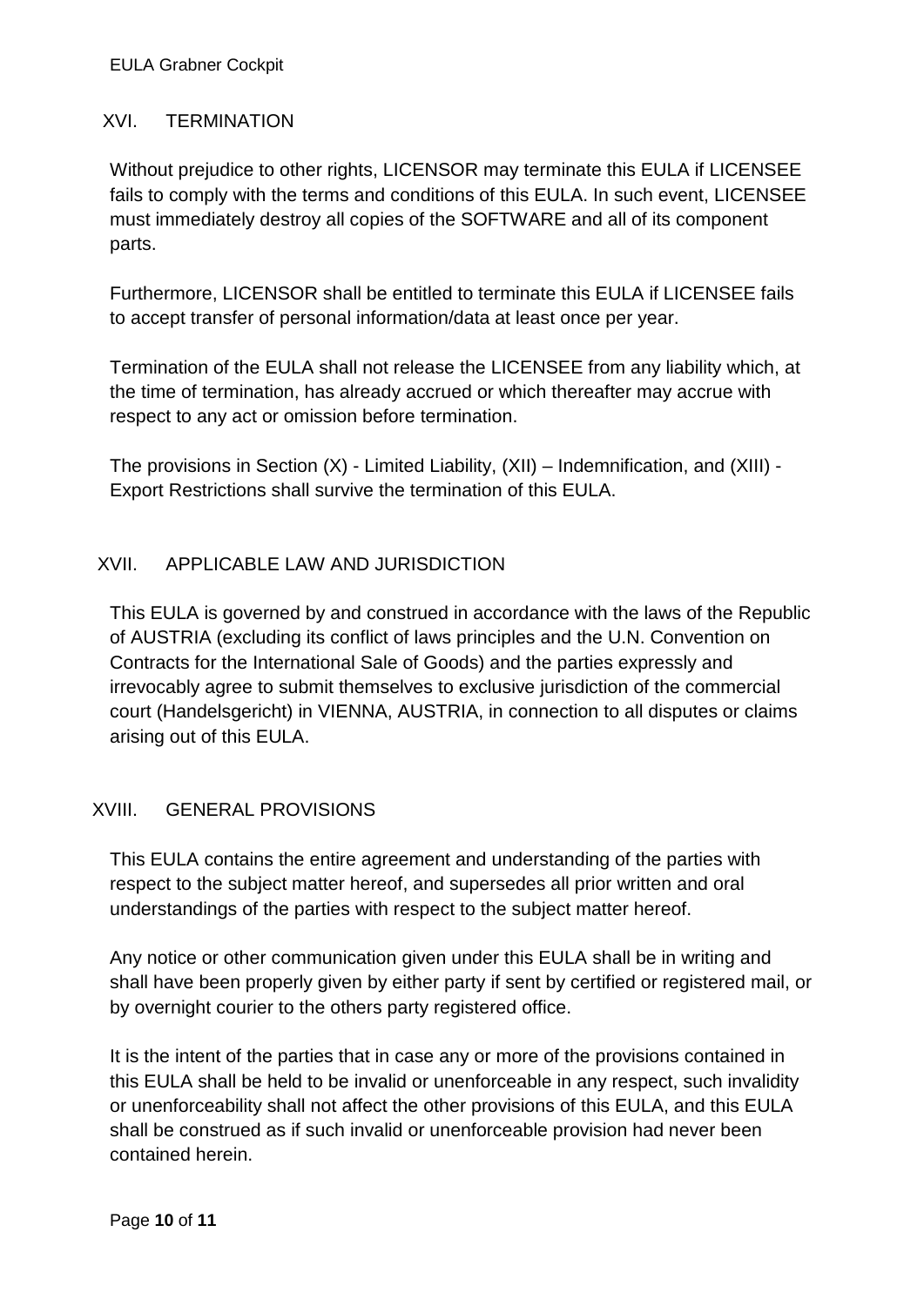## XVI. TERMINATION

Without prejudice to other rights, LICENSOR may terminate this EULA if LICENSEE fails to comply with the terms and conditions of this EULA. In such event, LICENSEE must immediately destroy all copies of the SOFTWARE and all of its component parts.

Furthermore, LICENSOR shall be entitled to terminate this EULA if LICENSEE fails to accept transfer of personal information/data at least once per year.

Termination of the EULA shall not release the LICENSEE from any liability which, at the time of termination, has already accrued or which thereafter may accrue with respect to any act or omission before termination.

The provisions in Section (X) - Limited Liability, (XII) – Indemnification, and (XIII) - Export Restrictions shall survive the termination of this EULA.

## XVII. APPLICABLE LAW AND JURISDICTION

This EULA is governed by and construed in accordance with the laws of the Republic of AUSTRIA (excluding its conflict of laws principles and the U.N. Convention on Contracts for the International Sale of Goods) and the parties expressly and irrevocably agree to submit themselves to exclusive jurisdiction of the commercial court (Handelsgericht) in VIENNA, AUSTRIA, in connection to all disputes or claims arising out of this EULA.

## XVIII. GENERAL PROVISIONS

This EULA contains the entire agreement and understanding of the parties with respect to the subject matter hereof, and supersedes all prior written and oral understandings of the parties with respect to the subject matter hereof.

Any notice or other communication given under this EULA shall be in writing and shall have been properly given by either party if sent by certified or registered mail, or by overnight courier to the others party registered office.

It is the intent of the parties that in case any or more of the provisions contained in this EULA shall be held to be invalid or unenforceable in any respect, such invalidity or unenforceability shall not affect the other provisions of this EULA, and this EULA shall be construed as if such invalid or unenforceable provision had never been contained herein.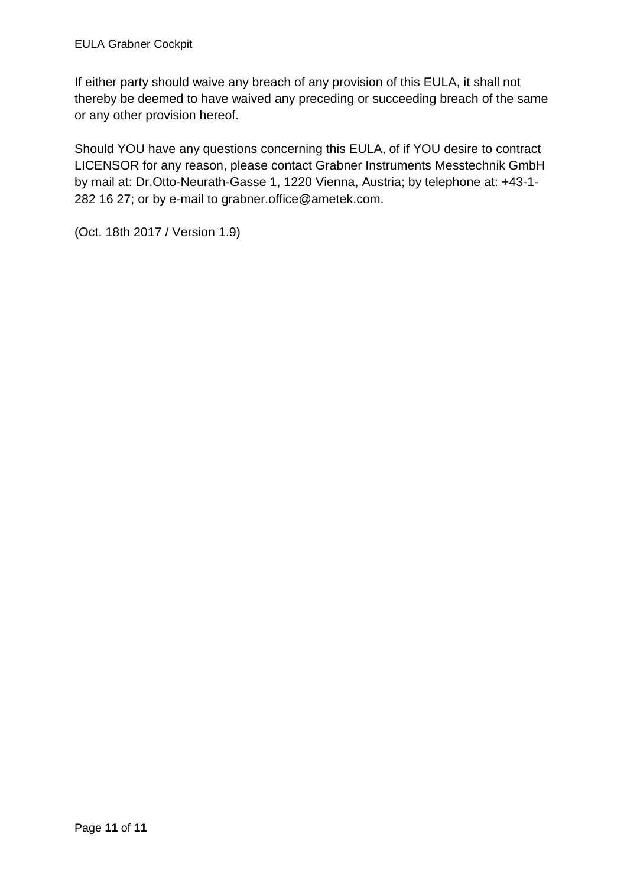If either party should waive any breach of any provision of this EULA, it shall not thereby be deemed to have waived any preceding or succeeding breach of the same or any other provision hereof.

Should YOU have any questions concerning this EULA, of if YOU desire to contract LICENSOR for any reason, please contact Grabner Instruments Messtechnik GmbH by mail at: Dr.Otto-Neurath-Gasse 1, 1220 Vienna, Austria; by telephone at: +43-1-282 16 27; or by e-mail to grabner.office@ametek.com.

(Oct. 18th 2017 / Version 1.9)